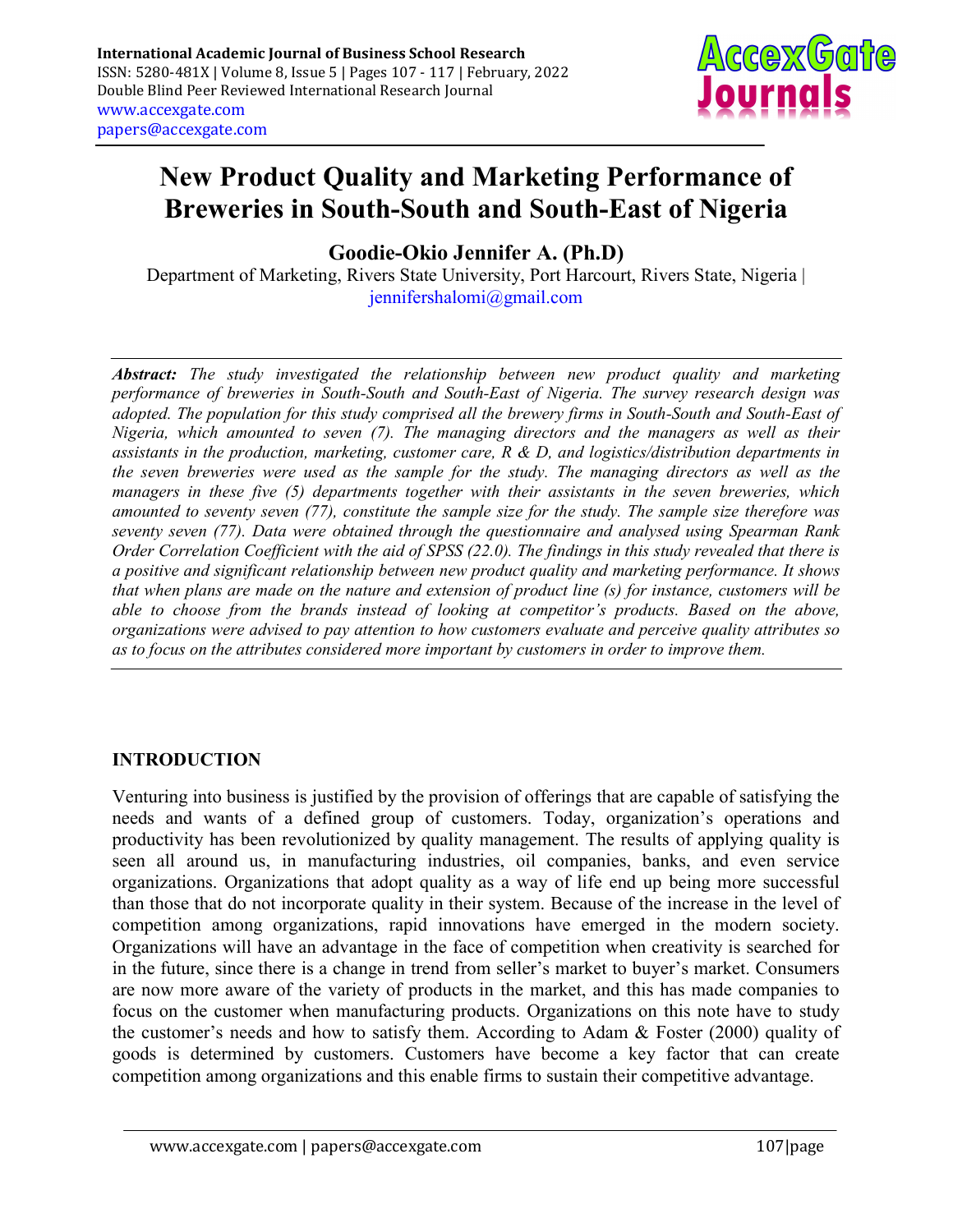# New Product Quality and Marketing Performance of Breweries in South-South and South-East of Nigeria

**Goodie-Okio Jennifer A. (Ph.D)**

Department of Marketing, Rivers State University, Port Harcourt, Rivers State, Nigeria | jennifershalomi@gmail.com

---

***Abstract:*** *The study investigated the relationship between new product quality and marketing performance of breweries in South-South and South-East of Nigeria. The survey research design was adopted. The population for this study comprised all the brewery firms in South-South and South-East of Nigeria, which amounted to seven (7). The managing directors and the managers as well as their assistants in the production, marketing, customer care, R & D, and logistics/distribution departments in the seven breweries were used as the sample for the study. The managing directors as well as the managers in these five (5) departments together with their assistants in the seven breweries, which amounted to seventy seven (77), constitute the sample size for the study. The sample size therefore was seventy seven (77). Data were obtained through the questionnaire and analysed using Spearman Rank Order Correlation Coefficient with the aid of SPSS (22.0). The findings in this study revealed that there is a positive and significant relationship between new product quality and marketing performance. It shows that when plans are made on the nature and extension of product line (s) for instance, customers will be able to choose from the brands instead of looking at competitor's products. Based on the above, organizations were advised to pay attention to how customers evaluate and perceive quality attributes so as to focus on the attributes considered more important by customers in order to improve them.*

---

## INTRODUCTION

Venturing into business is justified by the provision of offerings that are capable of satisfying the needs and wants of a defined group of customers. Today, organization's operations and productivity has been revolutionized by quality management. The results of applying quality is seen all around us, in manufacturing industries, oil companies, banks, and even service organizations. Organizations that adopt quality as a way of life end up being more successful than those that do not incorporate quality in their system. Because of the increase in the level of competition among organizations, rapid innovations have emerged in the modern society. Organizations will have an advantage in the face of competition when creativity is searched for in the future, since there is a change in trend from seller's market to buyer's market. Consumers are now more aware of the variety of products in the market, and this has made companies to focus on the customer when manufacturing products. Organizations on this note have to study the customer's needs and how to satisfy them. According to Adam & Foster (2000) quality of goods is determined by customers. Customers have become a key factor that can create competition among organizations and this enable firms to sustain their competitive advantage.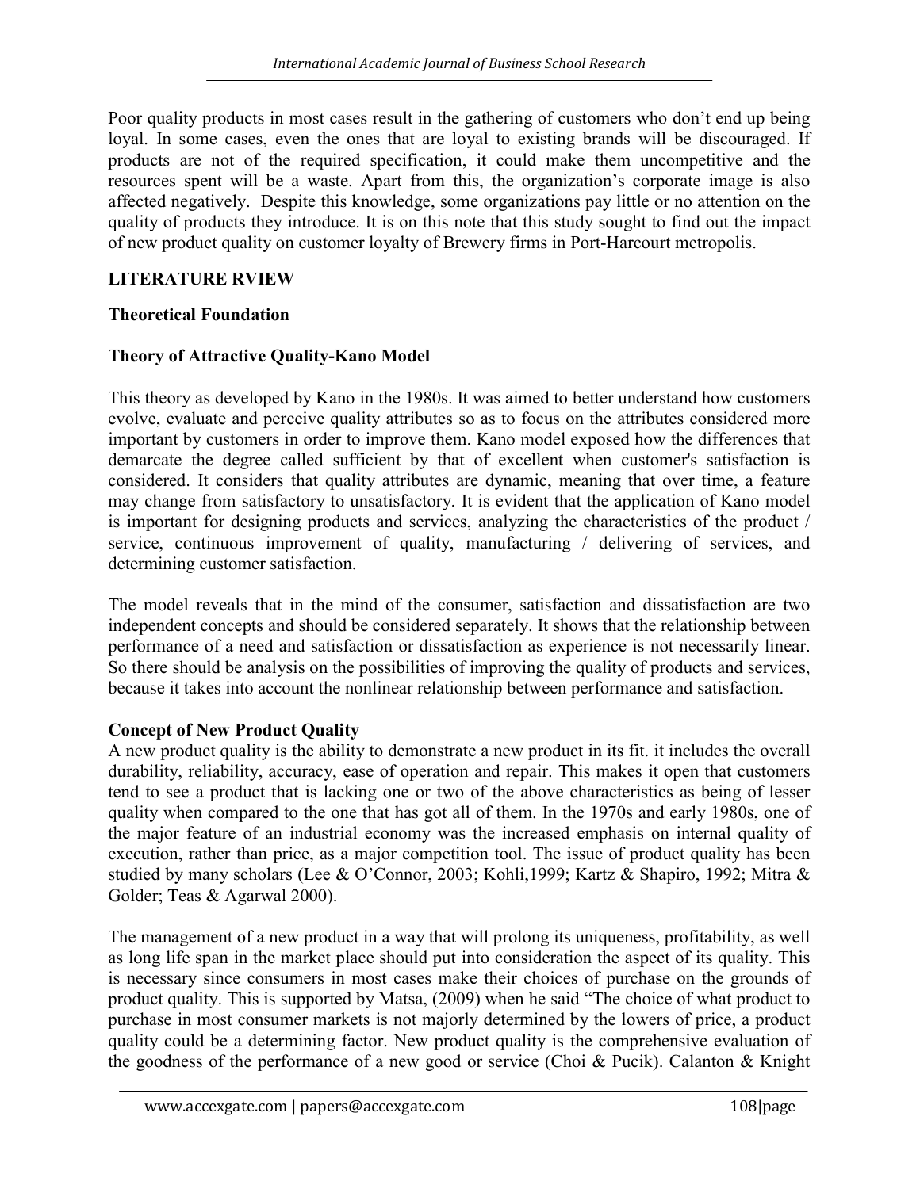Poor quality products in most cases result in the gathering of customers who don't end up being loyal. In some cases, even the ones that are loyal to existing brands will be discouraged. If products are not of the required specification, it could make them uncompetitive and the resources spent will be a waste. Apart from this, the organization's corporate image is also affected negatively. Despite this knowledge, some organizations pay little or no attention on the quality of products they introduce. It is on this note that this study sought to find out the impact of new product quality on customer loyalty of Brewery firms in Port-Harcourt metropolis.

## LITERATURE RVIEW

### Theoretical Foundation

### Theory of Attractive Quality-Kano Model

This theory as developed by Kano in the 1980s. It was aimed to better understand how customers evolve, evaluate and perceive quality attributes so as to focus on the attributes considered more important by customers in order to improve them. Kano model exposed how the differences that demarcate the degree called sufficient by that of excellent when customer's satisfaction is considered. It considers that quality attributes are dynamic, meaning that over time, a feature may change from satisfactory to unsatisfactory. It is evident that the application of Kano model is important for designing products and services, analyzing the characteristics of the product / service, continuous improvement of quality, manufacturing / delivering of services, and determining customer satisfaction.

The model reveals that in the mind of the consumer, satisfaction and dissatisfaction are two independent concepts and should be considered separately. It shows that the relationship between performance of a need and satisfaction or dissatisfaction as experience is not necessarily linear. So there should be analysis on the possibilities of improving the quality of products and services, because it takes into account the nonlinear relationship between performance and satisfaction.

### Concept of New Product Quality

A new product quality is the ability to demonstrate a new product in its fit. it includes the overall durability, reliability, accuracy, ease of operation and repair. This makes it open that customers tend to see a product that is lacking one or two of the above characteristics as being of lesser quality when compared to the one that has got all of them. In the 1970s and early 1980s, one of the major feature of an industrial economy was the increased emphasis on internal quality of execution, rather than price, as a major competition tool. The issue of product quality has been studied by many scholars (Lee & O'Connor, 2003; Kohli,1999; Kartz & Shapiro, 1992; Mitra & Golder; Teas & Agarwal 2000).

The management of a new product in a way that will prolong its uniqueness, profitability, as well as long life span in the market place should put into consideration the aspect of its quality. This is necessary since consumers in most cases make their choices of purchase on the grounds of product quality. This is supported by Matsa, (2009) when he said "The choice of what product to purchase in most consumer markets is not majorly determined by the lowers of price, a product quality could be a determining factor. New product quality is the comprehensive evaluation of the goodness of the performance of a new good or service (Choi & Pucik). Calanton & Knight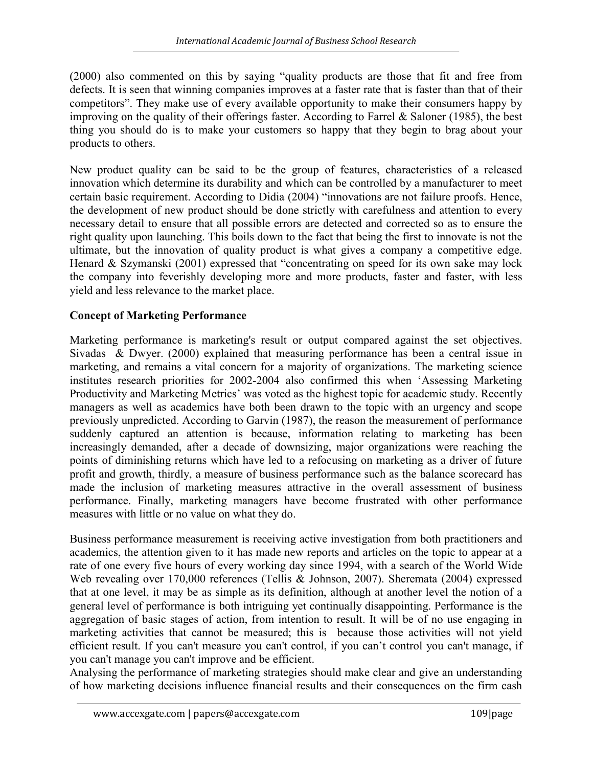(2000) also commented on this by saying "quality products are those that fit and free from defects. It is seen that winning companies improves at a faster rate that is faster than that of their competitors". They make use of every available opportunity to make their consumers happy by improving on the quality of their offerings faster. According to Farrel & Saloner (1985), the best thing you should do is to make your customers so happy that they begin to brag about your products to others.

New product quality can be said to be the group of features, characteristics of a released innovation which determine its durability and which can be controlled by a manufacturer to meet certain basic requirement. According to Didia (2004) "innovations are not failure proofs. Hence, the development of new product should be done strictly with carefulness and attention to every necessary detail to ensure that all possible errors are detected and corrected so as to ensure the right quality upon launching. This boils down to the fact that being the first to innovate is not the ultimate, but the innovation of quality product is what gives a company a competitive edge. Henard & Szymanski (2001) expressed that "concentrating on speed for its own sake may lock the company into feverishly developing more and more products, faster and faster, with less yield and less relevance to the market place.

**Concept of Marketing Performance**

Marketing performance is marketing's result or output compared against the set objectives. Sivadas & Dwyer. (2000) explained that measuring performance has been a central issue in marketing, and remains a vital concern for a majority of organizations. The marketing science institutes research priorities for 2002-2004 also confirmed this when 'Assessing Marketing Productivity and Marketing Metrics' was voted as the highest topic for academic study. Recently managers as well as academics have both been drawn to the topic with an urgency and scope previously unpredicted. According to Garvin (1987), the reason the measurement of performance suddenly captured an attention is because, information relating to marketing has been increasingly demanded, after a decade of downsizing, major organizations were reaching the points of diminishing returns which have led to a refocusing on marketing as a driver of future profit and growth, thirdly, a measure of business performance such as the balance scorecard has made the inclusion of marketing measures attractive in the overall assessment of business performance. Finally, marketing managers have become frustrated with other performance measures with little or no value on what they do.

Business performance measurement is receiving active investigation from both practitioners and academics, the attention given to it has made new reports and articles on the topic to appear at a rate of one every five hours of every working day since 1994, with a search of the World Wide Web revealing over 170,000 references (Tellis & Johnson, 2007). Sheremata (2004) expressed that at one level, it may be as simple as its definition, although at another level the notion of a general level of performance is both intriguing yet continually disappointing. Performance is the aggregation of basic stages of action, from intention to result. It will be of no use engaging in marketing activities that cannot be measured; this is because those activities will not yield efficient result. If you can't measure you can't control, if you can't control you can't manage, if you can't manage you can't improve and be efficient.

Analysing the performance of marketing strategies should make clear and give an understanding of how marketing decisions influence financial results and their consequences on the firm cash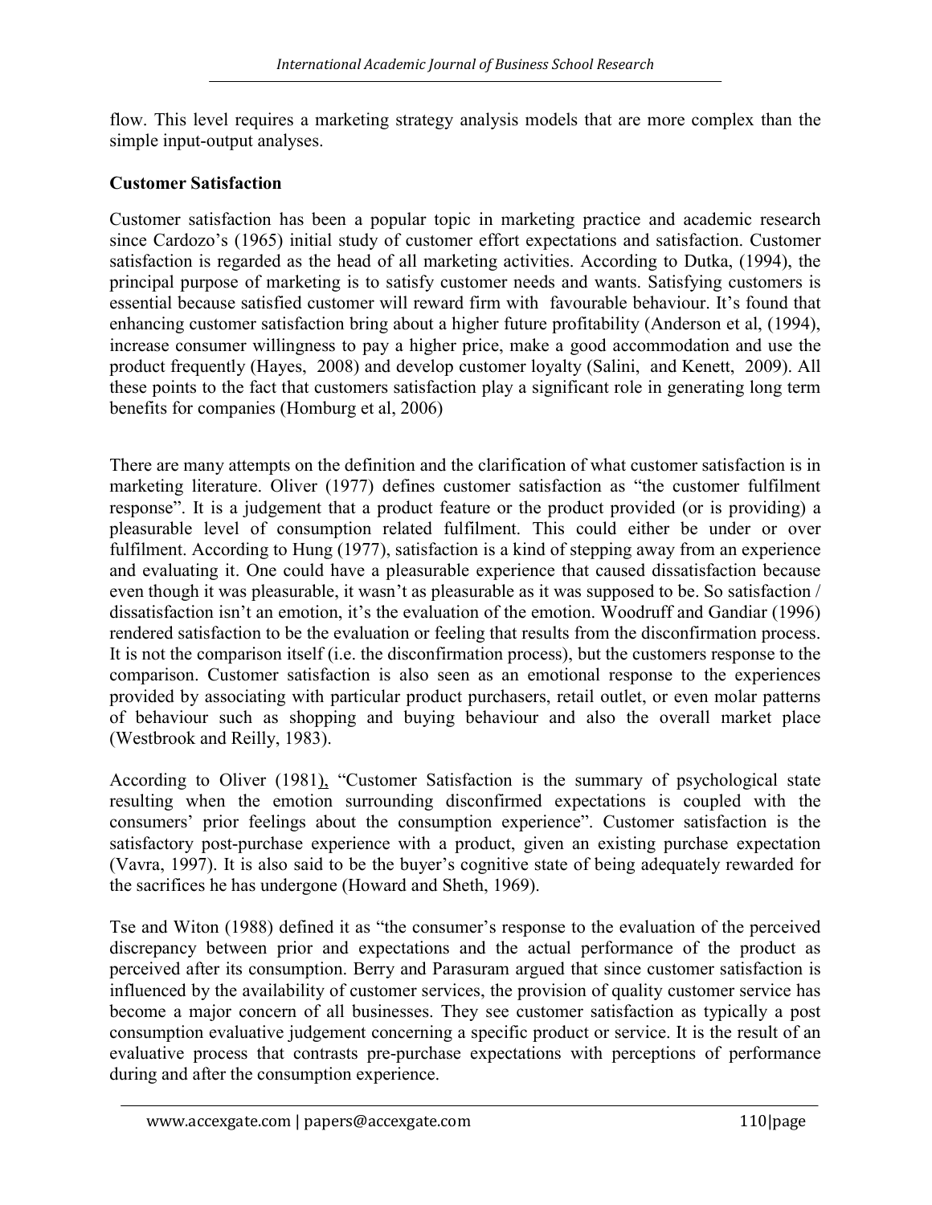flow. This level requires a marketing strategy analysis models that are more complex than the simple input-output analyses.

## Customer Satisfaction

Customer satisfaction has been a popular topic in marketing practice and academic research since Cardozo's (1965) initial study of customer effort expectations and satisfaction. Customer satisfaction is regarded as the head of all marketing activities. According to Dutka, (1994), the principal purpose of marketing is to satisfy customer needs and wants. Satisfying customers is essential because satisfied customer will reward firm with favourable behaviour. It's found that enhancing customer satisfaction bring about a higher future profitability (Anderson et al, (1994), increase consumer willingness to pay a higher price, make a good accommodation and use the product frequently (Hayes, 2008) and develop customer loyalty (Salini, and Kenett, 2009). All these points to the fact that customers satisfaction play a significant role in generating long term benefits for companies (Homburg et al, 2006)

There are many attempts on the definition and the clarification of what customer satisfaction is in marketing literature. Oliver (1977) defines customer satisfaction as "the customer fulfilment response". It is a judgement that a product feature or the product provided (or is providing) a pleasurable level of consumption related fulfilment. This could either be under or over fulfilment. According to Hung (1977), satisfaction is a kind of stepping away from an experience and evaluating it. One could have a pleasurable experience that caused dissatisfaction because even though it was pleasurable, it wasn't as pleasurable as it was supposed to be. So satisfaction / dissatisfaction isn't an emotion, it's the evaluation of the emotion. Woodruff and Gandiar (1996) rendered satisfaction to be the evaluation or feeling that results from the disconfirmation process. It is not the comparison itself (i.e. the disconfirmation process), but the customers response to the comparison. Customer satisfaction is also seen as an emotional response to the experiences provided by associating with particular product purchasers, retail outlet, or even molar patterns of behaviour such as shopping and buying behaviour and also the overall market place (Westbrook and Reilly, 1983).

According to Oliver (1981), "Customer Satisfaction is the summary of psychological state resulting when the emotion surrounding disconfirmed expectations is coupled with the consumers' prior feelings about the consumption experience". Customer satisfaction is the satisfactory post-purchase experience with a product, given an existing purchase expectation (Vavra, 1997). It is also said to be the buyer's cognitive state of being adequately rewarded for the sacrifices he has undergone (Howard and Sheth, 1969).

Tse and Witon (1988) defined it as "the consumer's response to the evaluation of the perceived discrepancy between prior and expectations and the actual performance of the product as perceived after its consumption. Berry and Parasuram argued that since customer satisfaction is influenced by the availability of customer services, the provision of quality customer service has become a major concern of all businesses. They see customer satisfaction as typically a post consumption evaluative judgement concerning a specific product or service. It is the result of an evaluative process that contrasts pre-purchase expectations with perceptions of performance during and after the consumption experience.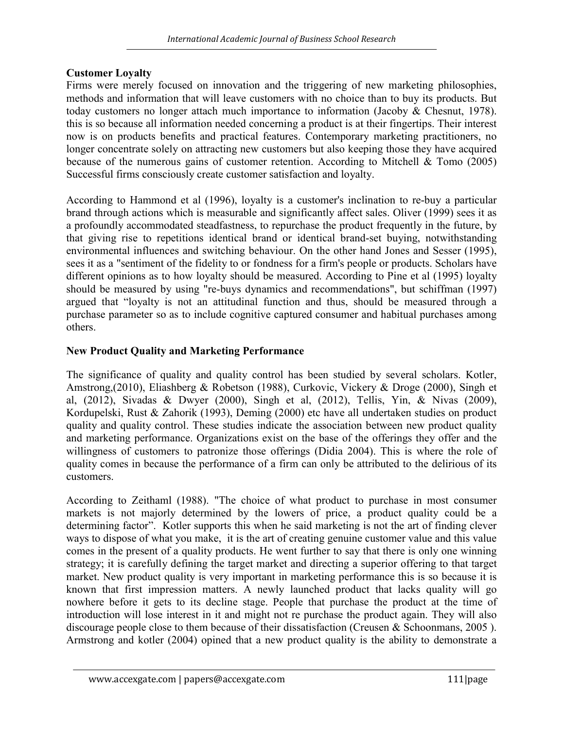**Customer Loyalty**

Firms were merely focused on innovation and the triggering of new marketing philosophies, methods and information that will leave customers with no choice than to buy its products. But today customers no longer attach much importance to information (Jacoby & Chesnut, 1978). this is so because all information needed concerning a product is at their fingertips. Their interest now is on products benefits and practical features. Contemporary marketing practitioners, no longer concentrate solely on attracting new customers but also keeping those they have acquired because of the numerous gains of customer retention. According to Mitchell & Tomo (2005) Successful firms consciously create customer satisfaction and loyalty.

According to Hammond et al (1996), loyalty is a customer's inclination to re-buy a particular brand through actions which is measurable and significantly affect sales. Oliver (1999) sees it as a profoundly accommodated steadfastness, to repurchase the product frequently in the future, by that giving rise to repetitions identical brand or identical brand-set buying, notwithstanding environmental influences and switching behaviour. On the other hand Jones and Sesser (1995), sees it as a "sentiment of the fidelity to or fondness for a firm's people or products. Scholars have different opinions as to how loyalty should be measured. According to Pine et al (1995) loyalty should be measured by using "re-buys dynamics and recommendations", but schiffman (1997) argued that "loyalty is not an attitudinal function and thus, should be measured through a purchase parameter so as to include cognitive captured consumer and habitual purchases among others.

**New Product Quality and Marketing Performance**

The significance of quality and quality control has been studied by several scholars. Kotler, Amstrong,(2010), Eliashberg & Robetson (1988), Curkovic, Vickery & Droge (2000), Singh et al, (2012), Sivadas & Dwyer (2000), Singh et al, (2012), Tellis, Yin, & Nivas (2009), Kordupelski, Rust & Zahorik (1993), Deming (2000) etc have all undertaken studies on product quality and quality control. These studies indicate the association between new product quality and marketing performance. Organizations exist on the base of the offerings they offer and the willingness of customers to patronize those offerings (Didia 2004). This is where the role of quality comes in because the performance of a firm can only be attributed to the delirious of its customers.

According to Zeithaml (1988). "The choice of what product to purchase in most consumer markets is not majorly determined by the lowers of price, a product quality could be a determining factor". Kotler supports this when he said marketing is not the art of finding clever ways to dispose of what you make, it is the art of creating genuine customer value and this value comes in the present of a quality products. He went further to say that there is only one winning strategy; it is carefully defining the target market and directing a superior offering to that target market. New product quality is very important in marketing performance this is so because it is known that first impression matters. A newly launched product that lacks quality will go nowhere before it gets to its decline stage. People that purchase the product at the time of introduction will lose interest in it and might not re purchase the product again. They will also discourage people close to them because of their dissatisfaction (Creusen & Schoonmans, 2005 ). Armstrong and kotler (2004) opined that a new product quality is the ability to demonstrate a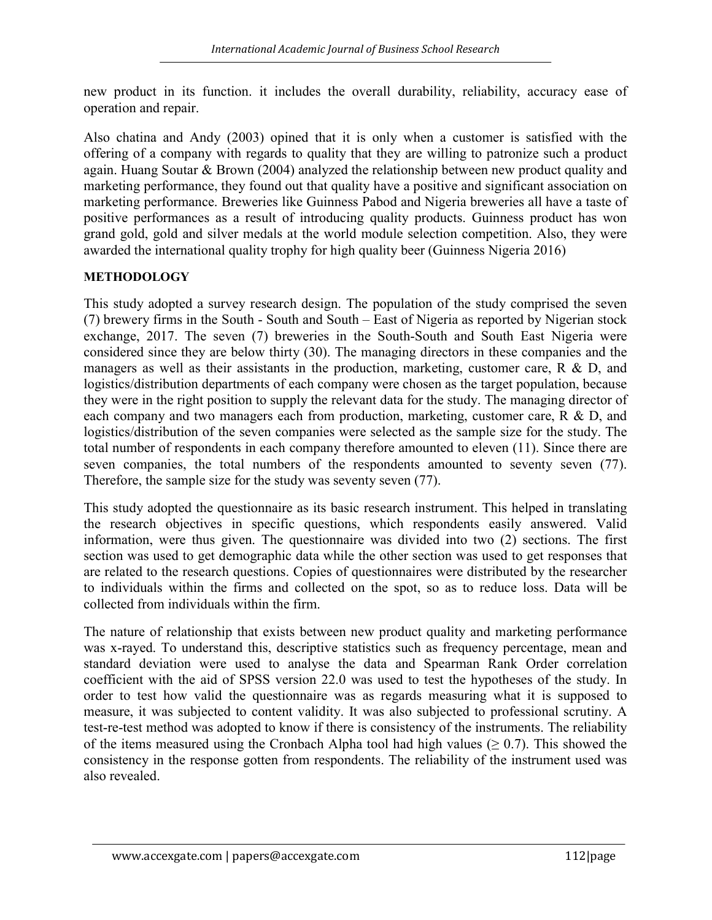new product in its function. it includes the overall durability, reliability, accuracy ease of operation and repair.

Also chatina and Andy (2003) opined that it is only when a customer is satisfied with the offering of a company with regards to quality that they are willing to patronize such a product again. Huang Soutar & Brown (2004) analyzed the relationship between new product quality and marketing performance, they found out that quality have a positive and significant association on marketing performance. Breweries like Guinness Pabod and Nigeria breweries all have a taste of positive performances as a result of introducing quality products. Guinness product has won grand gold, gold and silver medals at the world module selection competition. Also, they were awarded the international quality trophy for high quality beer (Guinness Nigeria 2016)

**METHODOLOGY**

This study adopted a survey research design. The population of the study comprised the seven (7) brewery firms in the South - South and South – East of Nigeria as reported by Nigerian stock exchange, 2017. The seven (7) breweries in the South-South and South East Nigeria were considered since they are below thirty (30). The managing directors in these companies and the managers as well as their assistants in the production, marketing, customer care, R & D, and logistics/distribution departments of each company were chosen as the target population, because they were in the right position to supply the relevant data for the study. The managing director of each company and two managers each from production, marketing, customer care, R & D, and logistics/distribution of the seven companies were selected as the sample size for the study. The total number of respondents in each company therefore amounted to eleven (11). Since there are seven companies, the total numbers of the respondents amounted to seventy seven (77). Therefore, the sample size for the study was seventy seven (77).

This study adopted the questionnaire as its basic research instrument. This helped in translating the research objectives in specific questions, which respondents easily answered. Valid information, were thus given. The questionnaire was divided into two (2) sections. The first section was used to get demographic data while the other section was used to get responses that are related to the research questions. Copies of questionnaires were distributed by the researcher to individuals within the firms and collected on the spot, so as to reduce loss. Data will be collected from individuals within the firm.

The nature of relationship that exists between new product quality and marketing performance was x-rayed. To understand this, descriptive statistics such as frequency percentage, mean and standard deviation were used to analyse the data and Spearman Rank Order correlation coefficient with the aid of SPSS version 22.0 was used to test the hypotheses of the study. In order to test how valid the questionnaire was as regards measuring what it is supposed to measure, it was subjected to content validity. It was also subjected to professional scrutiny. A test-re-test method was adopted to know if there is consistency of the instruments. The reliability of the items measured using the Cronbach Alpha tool had high values ($\geq 0.7$). This showed the consistency in the response gotten from respondents. The reliability of the instrument used was also revealed.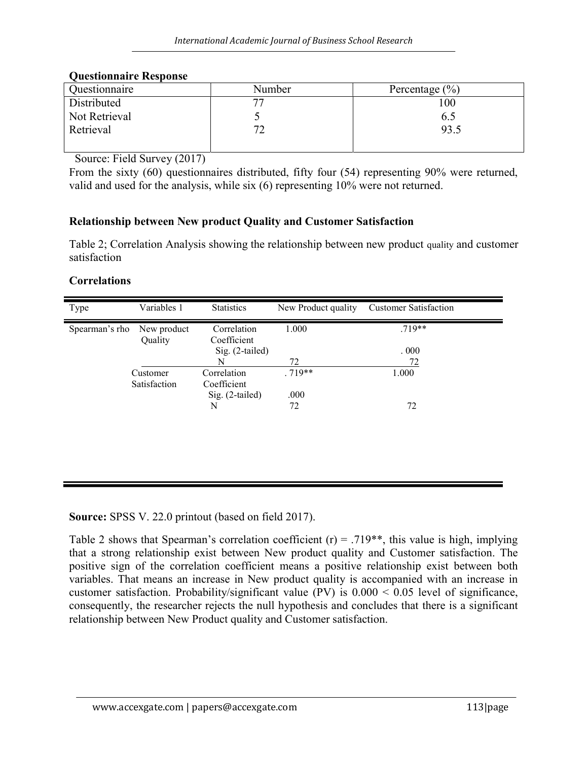**Questionnaire Response**

| Questionnaire | Number | Percentage (%) |
|---|---|---|
| Distributed | 77 | 100 |
| Not Retrieval | 5 | 6.5 |
| Retrieval | 72 | 93.5 |

Source: Field Survey (2017)

From the sixty (60) questionnaires distributed, fifty four (54) representing 90% were returned, valid and used for the analysis, while six (6) representing 10% were not returned.

**Relationship between New product Quality and Customer Satisfaction**

Table 2; Correlation Analysis showing the relationship between new product quality and customer satisfaction

**Correlations**

| Type | Variables 1 | Statistics | New Product quality | Customer Satisfaction |
|---|---|---|---|---|
| Spearman's rho | New product Quality | Correlation Coefficient | 1.000 | .719** |
| | | Sig. (2-tailed) | | . 000 |
| | | N | 72 | 72 |
| | Customer Satisfaction | Correlation Coefficient | . 719** | 1.000 |
| | | Sig. (2-tailed) | .000 | |
| | | N | 72 | 72 |

**Source:** SPSS V. 22.0 printout (based on field 2017).

Table 2 shows that Spearman's correlation coefficient (r) = .719**, this value is high, implying that a strong relationship exist between New product quality and Customer satisfaction. The positive sign of the correlation coefficient means a positive relationship exist between both variables. That means an increase in New product quality is accompanied with an increase in customer satisfaction. Probability/significant value (PV) is $0.000 < 0.05$ level of significance, consequently, the researcher rejects the null hypothesis and concludes that there is a significant relationship between New Product quality and Customer satisfaction.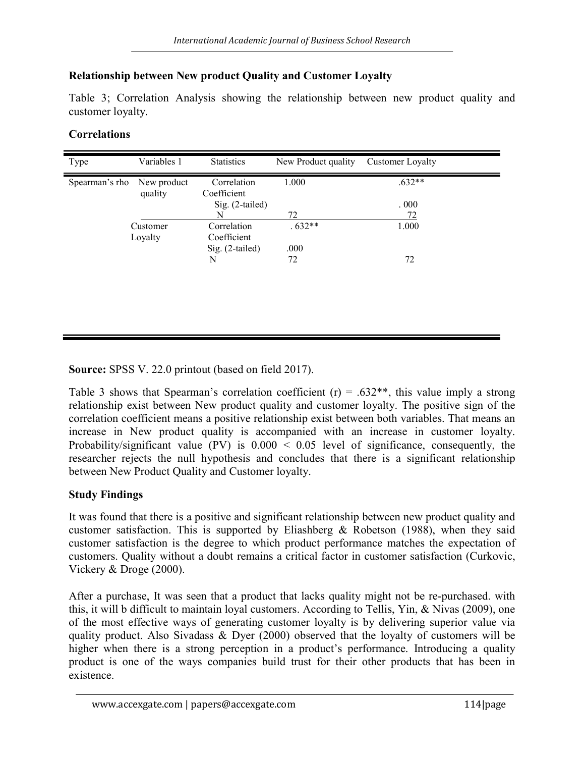**Relationship between New product Quality and Customer Loyalty**

Table 3; Correlation Analysis showing the relationship between new product quality and customer loyalty.

**Correlations**

| Type | Variables 1 | Statistics | New Product quality | Customer Loyalty |
|---|---|---|---|---|
| Spearman's rho | New product quality | Correlation Coefficient | 1.000 | .632** |
| | | Sig. (2-tailed) | | . 000 |
| | | N | 72 | 72 |
| | Customer Loyalty | Correlation Coefficient | . 632** | 1.000 |
| | | Sig. (2-tailed) | .000 | |
| | | N | 72 | 72 |

**Source:** SPSS V. 22.0 printout (based on field 2017).

Table 3 shows that Spearman's correlation coefficient (r) = .632**, this value imply a strong relationship exist between New product quality and customer loyalty. The positive sign of the correlation coefficient means a positive relationship exist between both variables. That means an increase in New product quality is accompanied with an increase in customer loyalty. Probability/significant value (PV) is $0.000 < 0.05$ level of significance, consequently, the researcher rejects the null hypothesis and concludes that there is a significant relationship between New Product Quality and Customer loyalty.

**Study Findings**

It was found that there is a positive and significant relationship between new product quality and customer satisfaction. This is supported by Eliashberg & Robetson (1988), when they said customer satisfaction is the degree to which product performance matches the expectation of customers. Quality without a doubt remains a critical factor in customer satisfaction (Curkovic, Vickery & Droge (2000).

After a purchase, It was seen that a product that lacks quality might not be re-purchased. with this, it will b difficult to maintain loyal customers. According to Tellis, Yin, & Nivas (2009), one of the most effective ways of generating customer loyalty is by delivering superior value via quality product. Also Sivadass & Dyer (2000) observed that the loyalty of customers will be higher when there is a strong perception in a product's performance. Introducing a quality product is one of the ways companies build trust for their other products that has been in existence.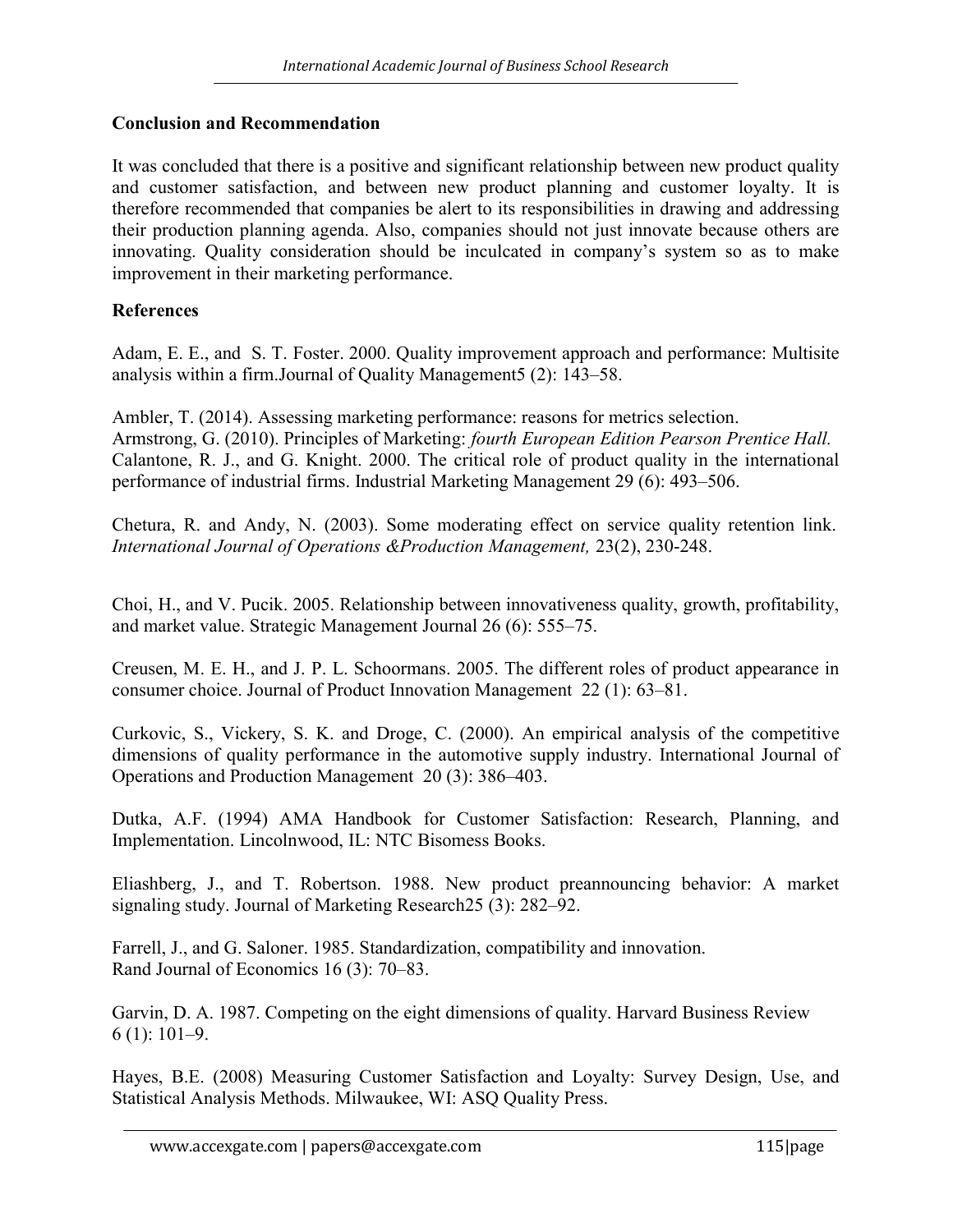## Conclusion and Recommendation

It was concluded that there is a positive and significant relationship between new product quality and customer satisfaction, and between new product planning and customer loyalty. It is therefore recommended that companies be alert to its responsibilities in drawing and addressing their production planning agenda. Also, companies should not just innovate because others are innovating. Quality consideration should be inculcated in company's system so as to make improvement in their marketing performance.

## References

Adam, E. E., and S. T. Foster. 2000. Quality improvement approach and performance: Multisite analysis within a firm.Journal of Quality Management5 (2): 143–58.

Ambler, T. (2014). Assessing marketing performance: reasons for metrics selection.
Armstrong, G. (2010). Principles of Marketing: *fourth European Edition Pearson Prentice Hall.*
Calantone, R. J., and G. Knight. 2000. The critical role of product quality in the international performance of industrial firms. Industrial Marketing Management 29 (6): 493–506.

Chetura, R. and Andy, N. (2003). Some moderating effect on service quality retention link. *International Journal of Operations &Production Management,* 23(2), 230-248.

Choi, H., and V. Pucik. 2005. Relationship between innovativeness quality, growth, profitability, and market value. Strategic Management Journal 26 (6): 555–75.

Creusen, M. E. H., and J. P. L. Schoormans. 2005. The different roles of product appearance in consumer choice. Journal of Product Innovation Management 22 (1): 63–81.

Curkovic, S., Vickery, S. K. and Droge, C. (2000). An empirical analysis of the competitive dimensions of quality performance in the automotive supply industry. International Journal of Operations and Production Management 20 (3): 386–403.

Dutka, A.F. (1994) AMA Handbook for Customer Satisfaction: Research, Planning, and Implementation. Lincolnwood, IL: NTC Bisomess Books.

Eliashberg, J., and T. Robertson. 1988. New product preannouncing behavior: A market signaling study. Journal of Marketing Research25 (3): 282–92.

Farrell, J., and G. Saloner. 1985. Standardization, compatibility and innovation.
Rand Journal of Economics 16 (3): 70–83.

Garvin, D. A. 1987. Competing on the eight dimensions of quality. Harvard Business Review 6 (1): 101–9.

Hayes, B.E. (2008) Measuring Customer Satisfaction and Loyalty: Survey Design, Use, and Statistical Analysis Methods. Milwaukee, WI: ASQ Quality Press.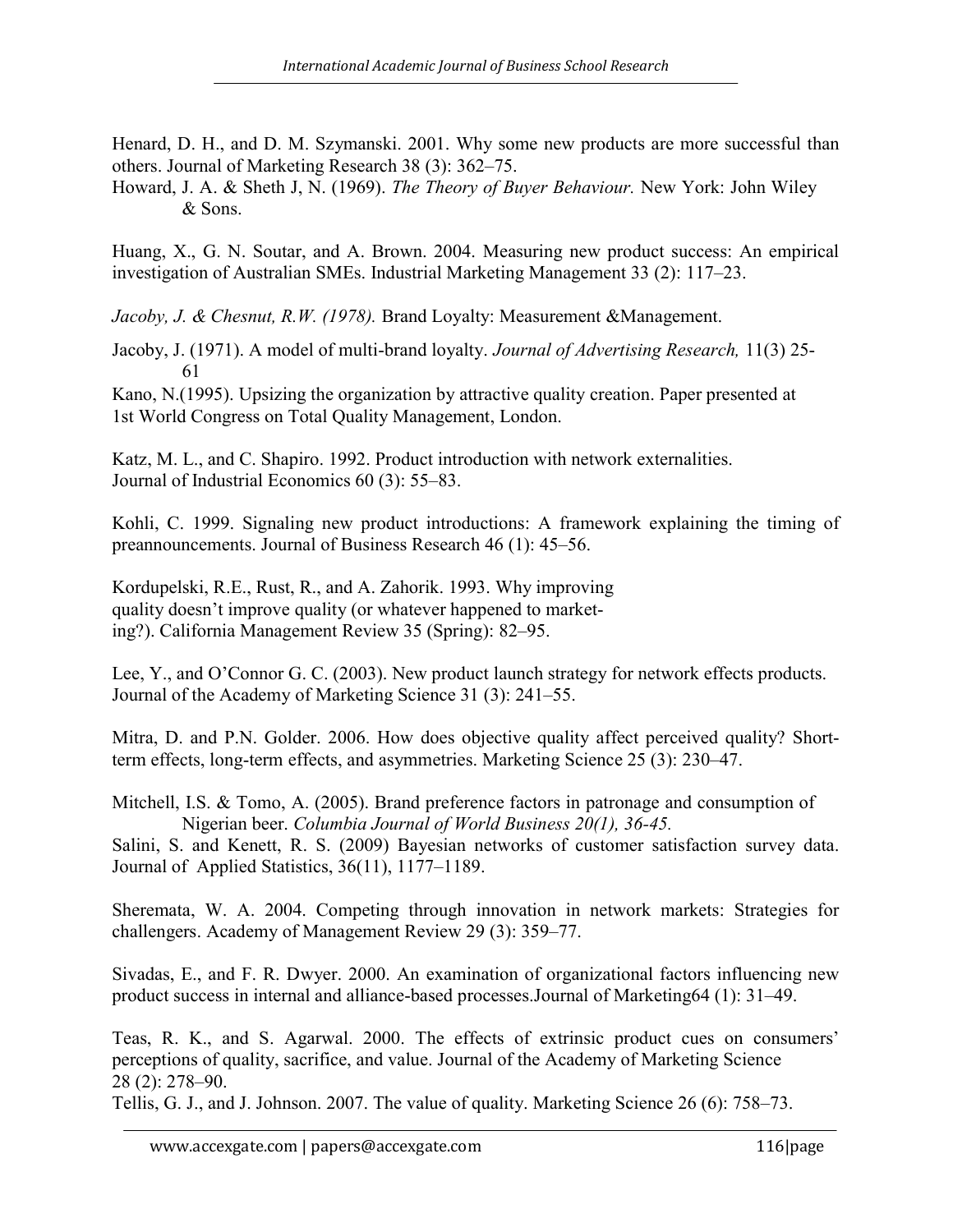Henard, D. H., and D. M. Szymanski. 2001. Why some new products are more successful than others. Journal of Marketing Research 38 (3): 362–75.

Howard, J. A. & Sheth J, N. (1969). *The Theory of Buyer Behaviour.* New York: John Wiley & Sons.

Huang, X., G. N. Soutar, and A. Brown. 2004. Measuring new product success: An empirical investigation of Australian SMEs. Industrial Marketing Management 33 (2): 117–23.

*Jacoby, J. & Chesnut, R.W. (1978).* Brand Loyalty: Measurement &Management.

Jacoby, J. (1971). A model of multi-brand loyalty. *Journal of Advertising Research,* 11(3) 25-61

Kano, N.(1995). Upsizing the organization by attractive quality creation. Paper presented at 1st World Congress on Total Quality Management, London.

Katz, M. L., and C. Shapiro. 1992. Product introduction with network externalities. Journal of Industrial Economics 60 (3): 55–83.

Kohli, C. 1999. Signaling new product introductions: A framework explaining the timing of preannouncements. Journal of Business Research 46 (1): 45–56.

Kordupelski, R.E., Rust, R., and A. Zahorik. 1993. Why improving quality doesn't improve quality (or whatever happened to marketing?). California Management Review 35 (Spring): 82–95.

Lee, Y., and O'Connor G. C. (2003). New product launch strategy for network effects products. Journal of the Academy of Marketing Science 31 (3): 241–55.

Mitra, D. and P.N. Golder. 2006. How does objective quality affect perceived quality? Short-term effects, long-term effects, and asymmetries. Marketing Science 25 (3): 230–47.

Mitchell, I.S. & Tomo, A. (2005). Brand preference factors in patronage and consumption of Nigerian beer. *Columbia Journal of World Business 20(1), 36-45.*

Salini, S. and Kenett, R. S. (2009) Bayesian networks of customer satisfaction survey data. Journal of Applied Statistics, 36(11), 1177–1189.

Sheremata, W. A. 2004. Competing through innovation in network markets: Strategies for challengers. Academy of Management Review 29 (3): 359–77.

Sivadas, E., and F. R. Dwyer. 2000. An examination of organizational factors influencing new product success in internal and alliance-based processes.Journal of Marketing64 (1): 31–49.

Teas, R. K., and S. Agarwal. 2000. The effects of extrinsic product cues on consumers' perceptions of quality, sacrifice, and value. Journal of the Academy of Marketing Science 28 (2): 278–90.

Tellis, G. J., and J. Johnson. 2007. The value of quality. Marketing Science 26 (6): 758–73.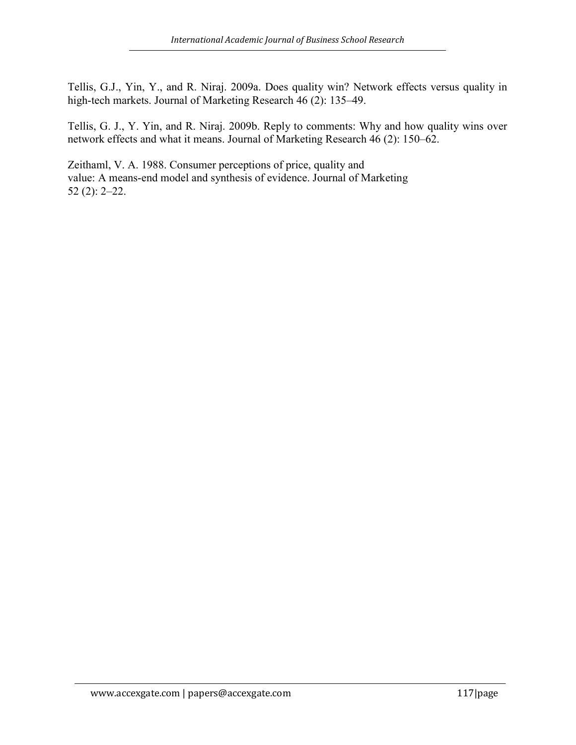Tellis, G.J., Yin, Y., and R. Niraj. 2009a. Does quality win? Network effects versus quality in high-tech markets. Journal of Marketing Research 46 (2): 135–49.

Tellis, G. J., Y. Yin, and R. Niraj. 2009b. Reply to comments: Why and how quality wins over network effects and what it means. Journal of Marketing Research 46 (2): 150–62.

Zeithaml, V. A. 1988. Consumer perceptions of price, quality and value: A means-end model and synthesis of evidence. Journal of Marketing 52 (2): 2–22.